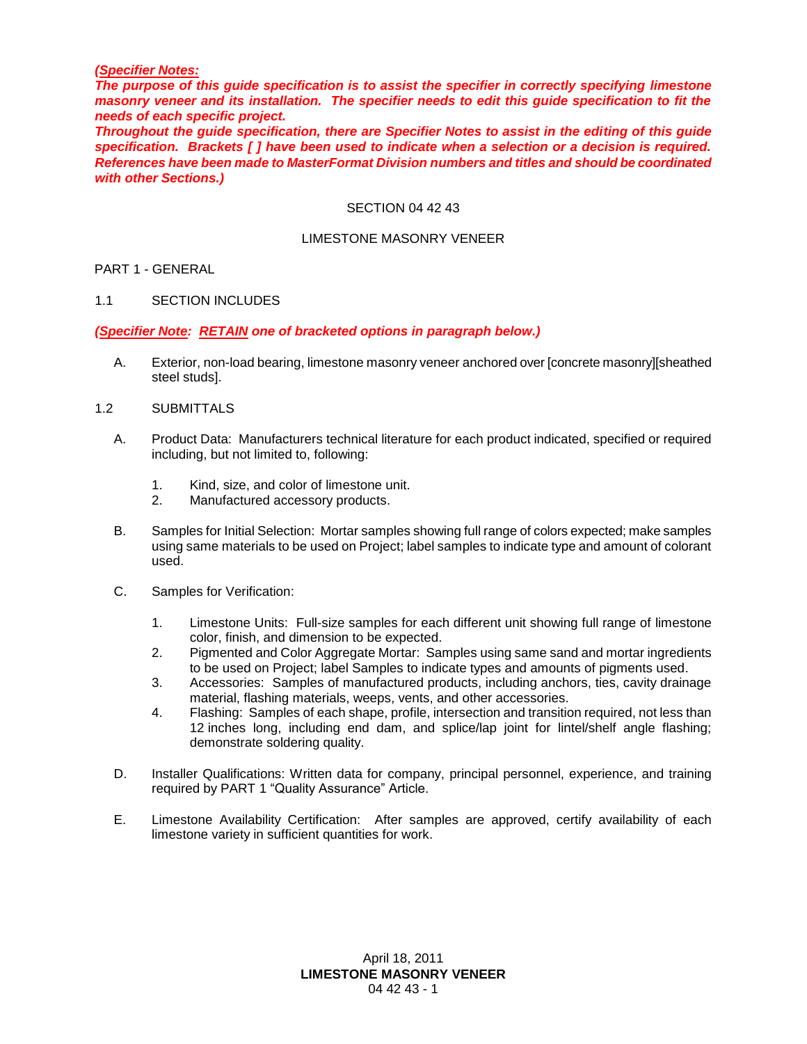***(Specifier Notes:***
***The purpose of this guide specification is to assist the specifier in correctly specifying limestone masonry veneer and its installation. The specifier needs to edit this guide specification to fit the needs of each specific project.***
***Throughout the guide specification, there are Specifier Notes to assist in the editing of this guide specification. Brackets [ ] have been used to indicate when a selection or a decision is required. References have been made to MasterFormat Division numbers and titles and should be coordinated with other Sections.)***

SECTION 04 42 43

LIMESTONE MASONRY VENEER

PART 1 - GENERAL

1.1 SECTION INCLUDES

***(Specifier Note: RETAIN one of bracketed options in paragraph below.)***

A. Exterior, non-load bearing, limestone masonry veneer anchored over [concrete masonry][sheathed steel studs].

1.2 SUBMITTALS

A. Product Data: Manufacturers technical literature for each product indicated, specified or required including, but not limited to, following:

1. Kind, size, and color of limestone unit.
2. Manufactured accessory products.

B. Samples for Initial Selection: Mortar samples showing full range of colors expected; make samples using same materials to be used on Project; label samples to indicate type and amount of colorant used.

C. Samples for Verification:

1. Limestone Units: Full-size samples for each different unit showing full range of limestone color, finish, and dimension to be expected.
2. Pigmented and Color Aggregate Mortar: Samples using same sand and mortar ingredients to be used on Project; label Samples to indicate types and amounts of pigments used.
3. Accessories: Samples of manufactured products, including anchors, ties, cavity drainage material, flashing materials, weeps, vents, and other accessories.
4. Flashing: Samples of each shape, profile, intersection and transition required, not less than 12 inches long, including end dam, and splice/lap joint for lintel/shelf angle flashing; demonstrate soldering quality.

D. Installer Qualifications: Written data for company, principal personnel, experience, and training required by PART 1 "Quality Assurance" Article.

E. Limestone Availability Certification: After samples are approved, certify availability of each limestone variety in sufficient quantities for work.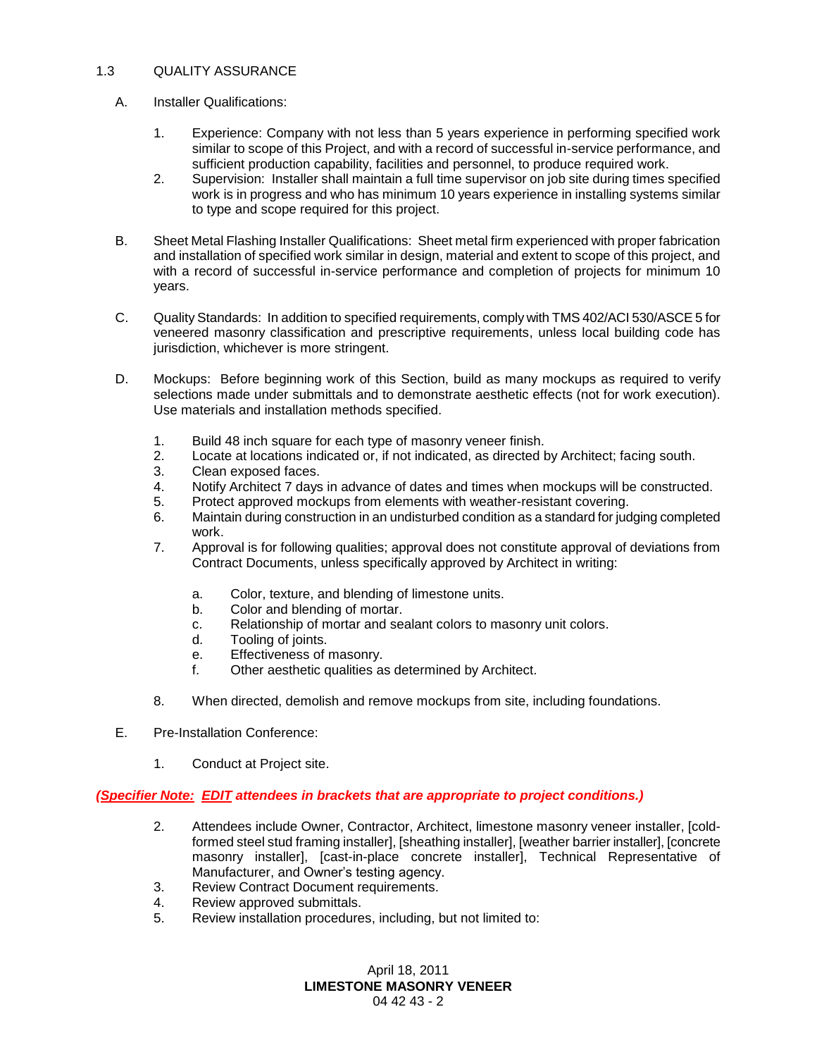## 1.3 QUALITY ASSURANCE

A. Installer Qualifications:

1. Experience: Company with not less than 5 years experience in performing specified work similar to scope of this Project, and with a record of successful in-service performance, and sufficient production capability, facilities and personnel, to produce required work.
2. Supervision: Installer shall maintain a full time supervisor on job site during times specified work is in progress and who has minimum 10 years experience in installing systems similar to type and scope required for this project.

B. Sheet Metal Flashing Installer Qualifications: Sheet metal firm experienced with proper fabrication and installation of specified work similar in design, material and extent to scope of this project, and with a record of successful in-service performance and completion of projects for minimum 10 years.

C. Quality Standards: In addition to specified requirements, comply with TMS 402/ACI 530/ASCE 5 for veneered masonry classification and prescriptive requirements, unless local building code has jurisdiction, whichever is more stringent.

D. Mockups: Before beginning work of this Section, build as many mockups as required to verify selections made under submittals and to demonstrate aesthetic effects (not for work execution). Use materials and installation methods specified.

1. Build 48 inch square for each type of masonry veneer finish.
2. Locate at locations indicated or, if not indicated, as directed by Architect; facing south.
3. Clean exposed faces.
4. Notify Architect 7 days in advance of dates and times when mockups will be constructed.
5. Protect approved mockups from elements with weather-resistant covering.
6. Maintain during construction in an undisturbed condition as a standard for judging completed work.
7. Approval is for following qualities; approval does not constitute approval of deviations from Contract Documents, unless specifically approved by Architect in writing:
   a. Color, texture, and blending of limestone units.
   b. Color and blending of mortar.
   c. Relationship of mortar and sealant colors to masonry unit colors.
   d. Tooling of joints.
   e. Effectiveness of masonry.
   f. Other aesthetic qualities as determined by Architect.
8. When directed, demolish and remove mockups from site, including foundations.

E. Pre-Installation Conference:

1. Conduct at Project site.

***(Specifier Note: EDIT attendees in brackets that are appropriate to project conditions.)***

2. Attendees include Owner, Contractor, Architect, limestone masonry veneer installer, [cold-formed steel stud framing installer], [sheathing installer], [weather barrier installer], [concrete masonry installer], [cast-in-place concrete installer], Technical Representative of Manufacturer, and Owner's testing agency.
3. Review Contract Document requirements.
4. Review approved submittals.
5. Review installation procedures, including, but not limited to: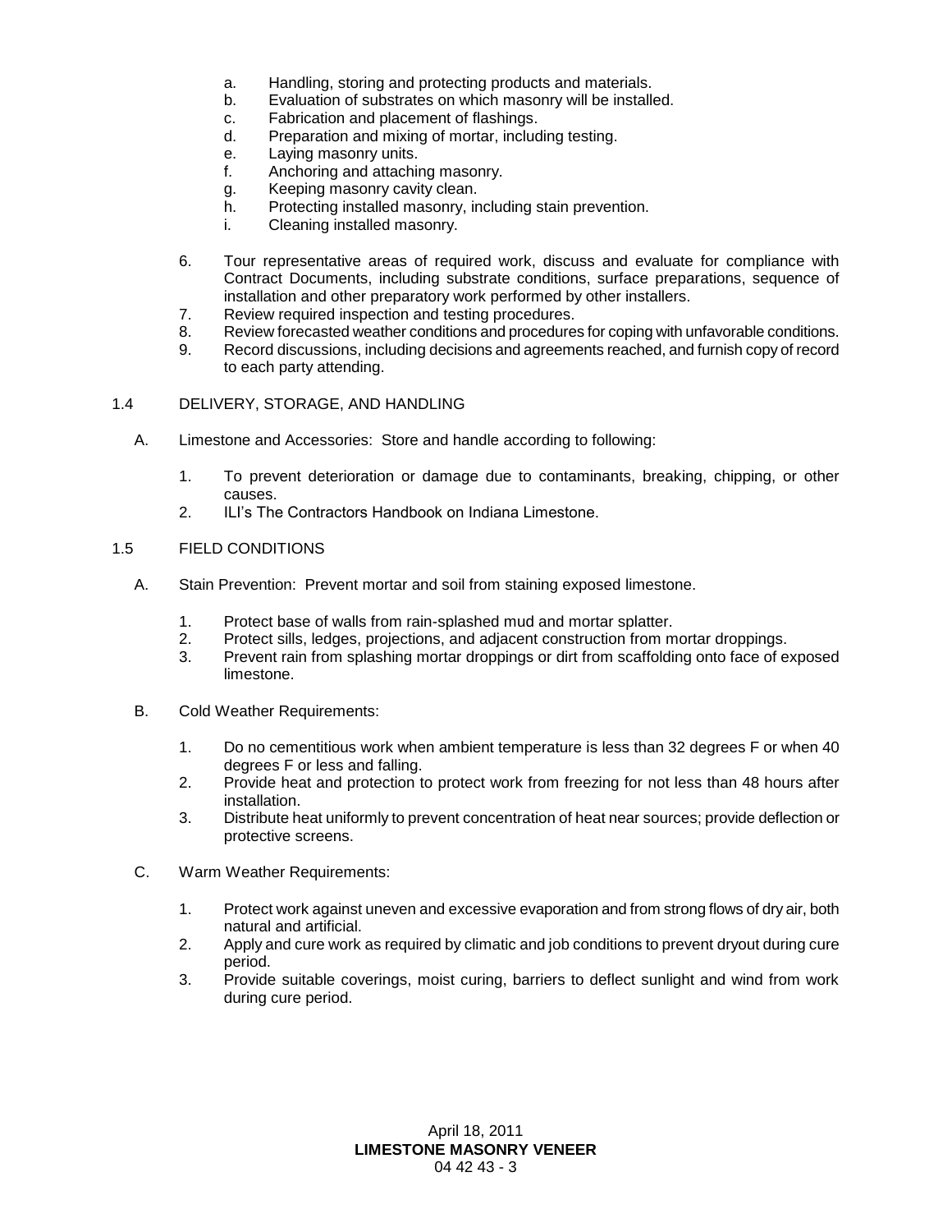a. Handling, storing and protecting products and materials.
b. Evaluation of substrates on which masonry will be installed.
c. Fabrication and placement of flashings.
d. Preparation and mixing of mortar, including testing.
e. Laying masonry units.
f. Anchoring and attaching masonry.
g. Keeping masonry cavity clean.
h. Protecting installed masonry, including stain prevention.
i. Cleaning installed masonry.

6. Tour representative areas of required work, discuss and evaluate for compliance with Contract Documents, including substrate conditions, surface preparations, sequence of installation and other preparatory work performed by other installers.
7. Review required inspection and testing procedures.
8. Review forecasted weather conditions and procedures for coping with unfavorable conditions.
9. Record discussions, including decisions and agreements reached, and furnish copy of record to each party attending.

## 1.4 DELIVERY, STORAGE, AND HANDLING

A. Limestone and Accessories: Store and handle according to following:

1. To prevent deterioration or damage due to contaminants, breaking, chipping, or other causes.
2. ILI's The Contractors Handbook on Indiana Limestone.

## 1.5 FIELD CONDITIONS

A. Stain Prevention: Prevent mortar and soil from staining exposed limestone.

1. Protect base of walls from rain-splashed mud and mortar splatter.
2. Protect sills, ledges, projections, and adjacent construction from mortar droppings.
3. Prevent rain from splashing mortar droppings or dirt from scaffolding onto face of exposed limestone.

B. Cold Weather Requirements:

1. Do no cementitious work when ambient temperature is less than 32 degrees F or when 40 degrees F or less and falling.
2. Provide heat and protection to protect work from freezing for not less than 48 hours after installation.
3. Distribute heat uniformly to prevent concentration of heat near sources; provide deflection or protective screens.

C. Warm Weather Requirements:

1. Protect work against uneven and excessive evaporation and from strong flows of dry air, both natural and artificial.
2. Apply and cure work as required by climatic and job conditions to prevent dryout during cure period.
3. Provide suitable coverings, moist curing, barriers to deflect sunlight and wind from work during cure period.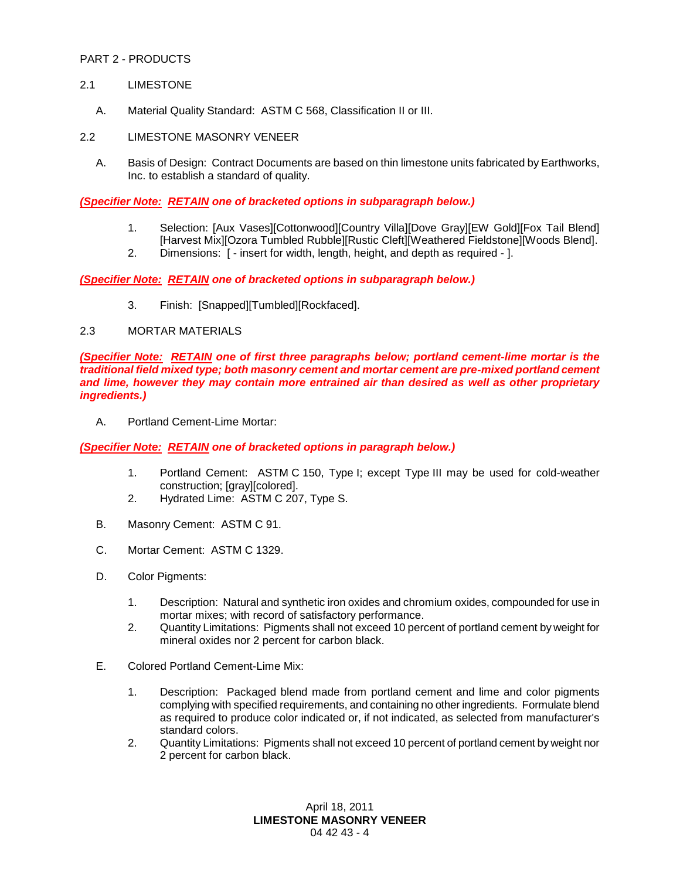PART 2 - PRODUCTS

2.1 LIMESTONE

A. Material Quality Standard: ASTM C 568, Classification II or III.

2.2 LIMESTONE MASONRY VENEER

A. Basis of Design: Contract Documents are based on thin limestone units fabricated by Earthworks, Inc. to establish a standard of quality.

***(Specifier Note: RETAIN one of bracketed options in subparagraph below.)***

1. Selection: [Aux Vases][Cottonwood][Country Villa][Dove Gray][EW Gold][Fox Tail Blend][Harvest Mix][Ozora Tumbled Rubble][Rustic Cleft][Weathered Fieldstone][Woods Blend].
2. Dimensions: [ - insert for width, length, height, and depth as required - ].

***(Specifier Note: RETAIN one of bracketed options in subparagraph below.)***

3. Finish: [Snapped][Tumbled][Rockfaced].

2.3 MORTAR MATERIALS

***(Specifier Note: RETAIN one of first three paragraphs below; portland cement-lime mortar is the traditional field mixed type; both masonry cement and mortar cement are pre-mixed portland cement and lime, however they may contain more entrained air than desired as well as other proprietary ingredients.)***

A. Portland Cement-Lime Mortar:

***(Specifier Note: RETAIN one of bracketed options in paragraph below.)***

1. Portland Cement: ASTM C 150, Type I; except Type III may be used for cold-weather construction; [gray][colored].
2. Hydrated Lime: ASTM C 207, Type S.

B. Masonry Cement: ASTM C 91.

C. Mortar Cement: ASTM C 1329.

D. Color Pigments:

1. Description: Natural and synthetic iron oxides and chromium oxides, compounded for use in mortar mixes; with record of satisfactory performance.
2. Quantity Limitations: Pigments shall not exceed 10 percent of portland cement by weight for mineral oxides nor 2 percent for carbon black.

E. Colored Portland Cement-Lime Mix:

1. Description: Packaged blend made from portland cement and lime and color pigments complying with specified requirements, and containing no other ingredients. Formulate blend as required to produce color indicated or, if not indicated, as selected from manufacturer's standard colors.
2. Quantity Limitations: Pigments shall not exceed 10 percent of portland cement by weight nor 2 percent for carbon black.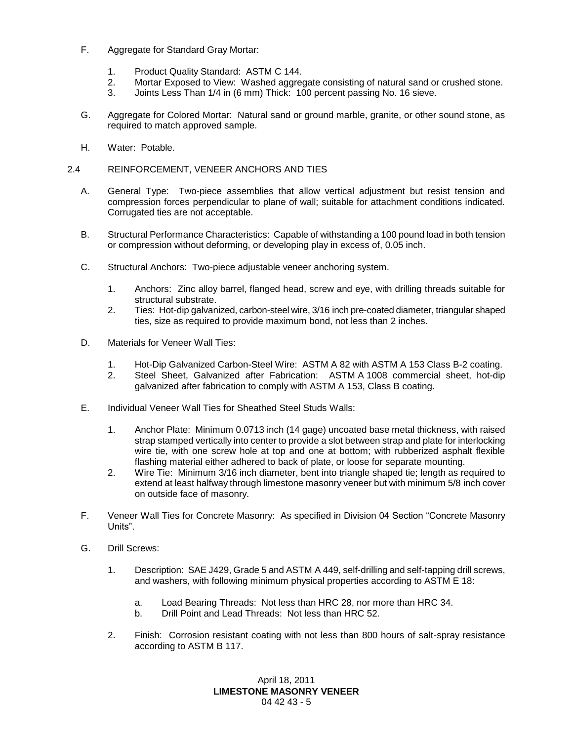F. Aggregate for Standard Gray Mortar:

1. Product Quality Standard: ASTM C 144.
2. Mortar Exposed to View: Washed aggregate consisting of natural sand or crushed stone.
3. Joints Less Than 1/4 in (6 mm) Thick: 100 percent passing No. 16 sieve.

G. Aggregate for Colored Mortar: Natural sand or ground marble, granite, or other sound stone, as required to match approved sample.

H. Water: Potable.

## 2.4 REINFORCEMENT, VENEER ANCHORS AND TIES

A. General Type: Two-piece assemblies that allow vertical adjustment but resist tension and compression forces perpendicular to plane of wall; suitable for attachment conditions indicated. Corrugated ties are not acceptable.

B. Structural Performance Characteristics: Capable of withstanding a 100 pound load in both tension or compression without deforming, or developing play in excess of, 0.05 inch.

C. Structural Anchors: Two-piece adjustable veneer anchoring system.

1. Anchors: Zinc alloy barrel, flanged head, screw and eye, with drilling threads suitable for structural substrate.
2. Ties: Hot-dip galvanized, carbon-steel wire, 3/16 inch pre-coated diameter, triangular shaped ties, size as required to provide maximum bond, not less than 2 inches.

D. Materials for Veneer Wall Ties:

1. Hot-Dip Galvanized Carbon-Steel Wire: ASTM A 82 with ASTM A 153 Class B-2 coating.
2. Steel Sheet, Galvanized after Fabrication: ASTM A 1008 commercial sheet, hot-dip galvanized after fabrication to comply with ASTM A 153, Class B coating.

E. Individual Veneer Wall Ties for Sheathed Steel Studs Walls:

1. Anchor Plate: Minimum 0.0713 inch (14 gage) uncoated base metal thickness, with raised strap stamped vertically into center to provide a slot between strap and plate for interlocking wire tie, with one screw hole at top and one at bottom; with rubberized asphalt flexible flashing material either adhered to back of plate, or loose for separate mounting.
2. Wire Tie: Minimum 3/16 inch diameter, bent into triangle shaped tie; length as required to extend at least halfway through limestone masonry veneer but with minimum 5/8 inch cover on outside face of masonry.

F. Veneer Wall Ties for Concrete Masonry: As specified in Division 04 Section "Concrete Masonry Units".

G. Drill Screws:

1. Description: SAE J429, Grade 5 and ASTM A 449, self-drilling and self-tapping drill screws, and washers, with following minimum physical properties according to ASTM E 18:

   a. Load Bearing Threads: Not less than HRC 28, nor more than HRC 34.
   b. Drill Point and Lead Threads: Not less than HRC 52.

2. Finish: Corrosion resistant coating with not less than 800 hours of salt-spray resistance according to ASTM B 117.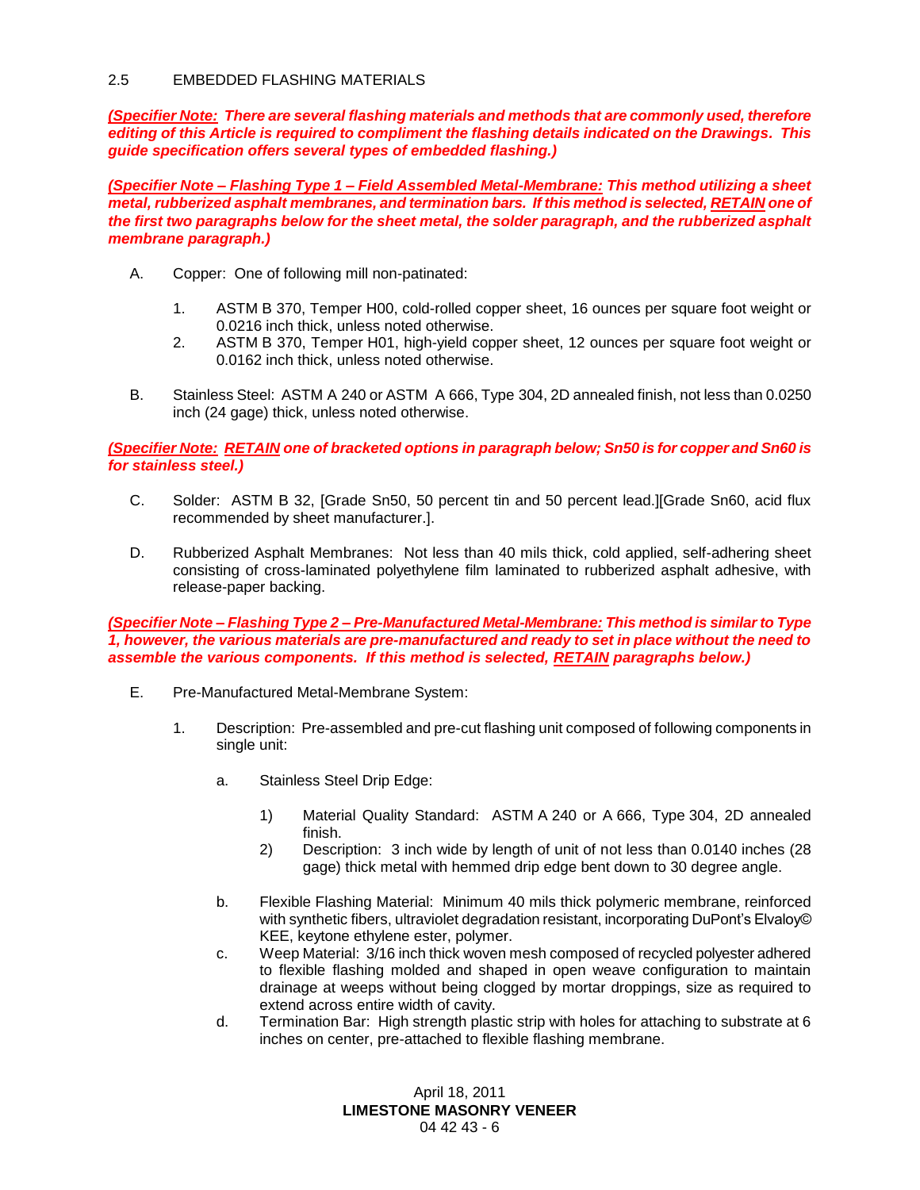## 2.5 EMBEDDED FLASHING MATERIALS

***(Specifier Note:** There are several flashing materials and methods that are commonly used, therefore editing of this Article is required to compliment the flashing details indicated on the Drawings. This guide specification offers several types of embedded flashing.)*

***(Specifier Note – Flashing Type 1 – Field Assembled Metal-Membrane:** This method utilizing a sheet metal, rubberized asphalt membranes, and termination bars. If this method is selected, **RETAIN** one of the first two paragraphs below for the sheet metal, the solder paragraph, and the rubberized asphalt membrane paragraph.)*

A. Copper: One of following mill non-patinated:

   1. ASTM B 370, Temper H00, cold-rolled copper sheet, 16 ounces per square foot weight or 0.0216 inch thick, unless noted otherwise.
   2. ASTM B 370, Temper H01, high-yield copper sheet, 12 ounces per square foot weight or 0.0162 inch thick, unless noted otherwise.

B. Stainless Steel: ASTM A 240 or ASTM A 666, Type 304, 2D annealed finish, not less than 0.0250 inch (24 gage) thick, unless noted otherwise.

***(Specifier Note:** **RETAIN** one of bracketed options in paragraph below; Sn50 is for copper and Sn60 is for stainless steel.)*

C. Solder: ASTM B 32, [Grade Sn50, 50 percent tin and 50 percent lead.][Grade Sn60, acid flux recommended by sheet manufacturer.].

D. Rubberized Asphalt Membranes: Not less than 40 mils thick, cold applied, self-adhering sheet consisting of cross-laminated polyethylene film laminated to rubberized asphalt adhesive, with release-paper backing.

***(Specifier Note – Flashing Type 2 – Pre-Manufactured Metal-Membrane:** This method is similar to Type 1, however, the various materials are pre-manufactured and ready to set in place without the need to assemble the various components. If this method is selected, **RETAIN** paragraphs below.)*

E. Pre-Manufactured Metal-Membrane System:

   1. Description: Pre-assembled and pre-cut flashing unit composed of following components in single unit:

      a. Stainless Steel Drip Edge:

         1) Material Quality Standard: ASTM A 240 or A 666, Type 304, 2D annealed finish.
         2) Description: 3 inch wide by length of unit of not less than 0.0140 inches (28 gage) thick metal with hemmed drip edge bent down to 30 degree angle.

      b. Flexible Flashing Material: Minimum 40 mils thick polymeric membrane, reinforced with synthetic fibers, ultraviolet degradation resistant, incorporating DuPont's Elvaloy© KEE, keytone ethylene ester, polymer.
      c. Weep Material: 3/16 inch thick woven mesh composed of recycled polyester adhered to flexible flashing molded and shaped in open weave configuration to maintain drainage at weeps without being clogged by mortar droppings, size as required to extend across entire width of cavity.
      d. Termination Bar: High strength plastic strip with holes for attaching to substrate at 6 inches on center, pre-attached to flexible flashing membrane.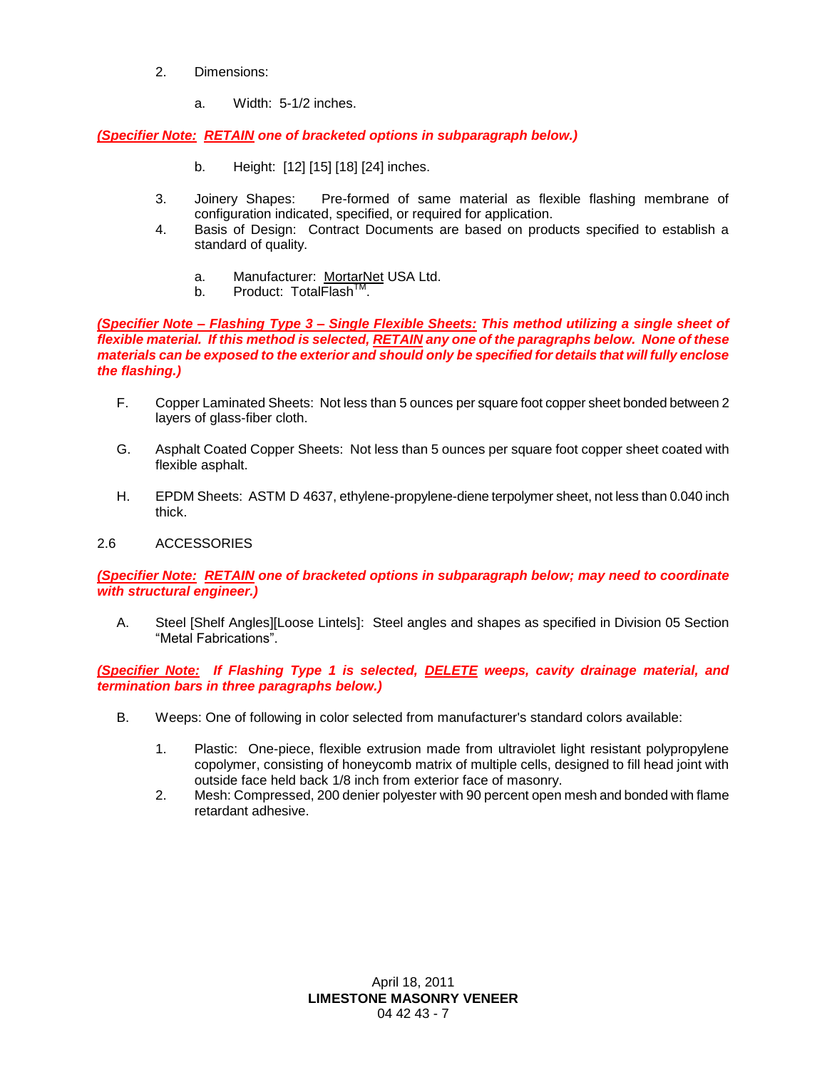2. Dimensions:

    a. Width: 5-1/2 inches.

***(Specifier Note: <u>RETAIN</u> one of bracketed options in subparagraph below.)***

    b. Height: [12] [15] [18] [24] inches.

3. Joinery Shapes: Pre-formed of same material as flexible flashing membrane of configuration indicated, specified, or required for application.
4. Basis of Design: Contract Documents are based on products specified to establish a standard of quality.

    a. Manufacturer: MortarNet USA Ltd.
    b. Product: TotalFlash™.

***(Specifier Note – Flashing Type 3 – Single Flexible Sheets: This method utilizing a single sheet of flexible material. If this method is selected, <u>RETAIN</u> any one of the paragraphs below. None of these materials can be exposed to the exterior and should only be specified for details that will fully enclose the flashing.)***

F. Copper Laminated Sheets: Not less than 5 ounces per square foot copper sheet bonded between 2 layers of glass-fiber cloth.

G. Asphalt Coated Copper Sheets: Not less than 5 ounces per square foot copper sheet coated with flexible asphalt.

H. EPDM Sheets: ASTM D 4637, ethylene-propylene-diene terpolymer sheet, not less than 0.040 inch thick.

## 2.6 ACCESSORIES

***(Specifier Note: <u>RETAIN</u> one of bracketed options in subparagraph below; may need to coordinate with structural engineer.)***

A. Steel [Shelf Angles][Loose Lintels]: Steel angles and shapes as specified in Division 05 Section "Metal Fabrications".

***(Specifier Note: If Flashing Type 1 is selected, <u>DELETE</u> weeps, cavity drainage material, and termination bars in three paragraphs below.)***

B. Weeps: One of following in color selected from manufacturer's standard colors available:

    1. Plastic: One-piece, flexible extrusion made from ultraviolet light resistant polypropylene copolymer, consisting of honeycomb matrix of multiple cells, designed to fill head joint with outside face held back 1/8 inch from exterior face of masonry.
    2. Mesh: Compressed, 200 denier polyester with 90 percent open mesh and bonded with flame retardant adhesive.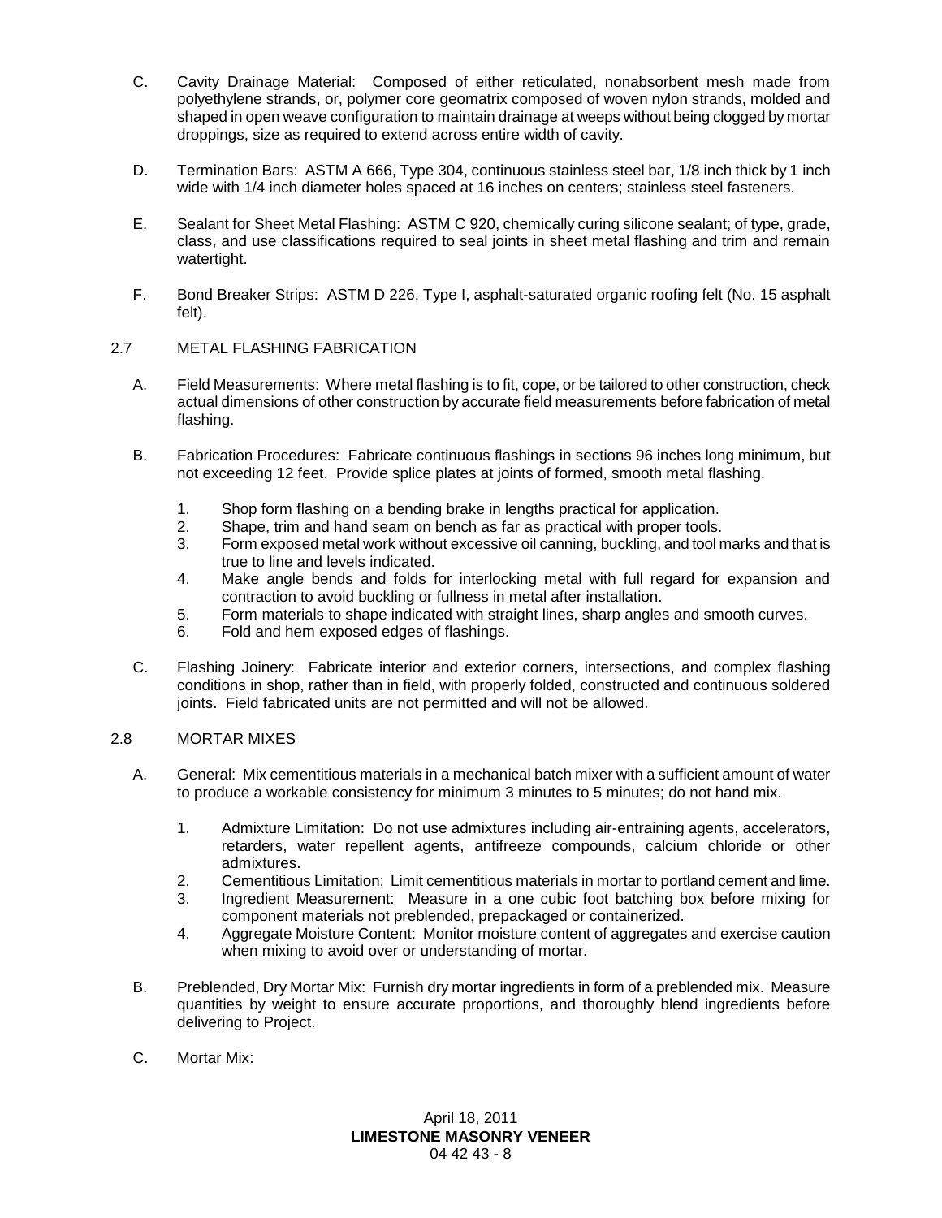C. Cavity Drainage Material: Composed of either reticulated, nonabsorbent mesh made from polyethylene strands, or, polymer core geomatrix composed of woven nylon strands, molded and shaped in open weave configuration to maintain drainage at weeps without being clogged by mortar droppings, size as required to extend across entire width of cavity.

D. Termination Bars: ASTM A 666, Type 304, continuous stainless steel bar, 1/8 inch thick by 1 inch wide with 1/4 inch diameter holes spaced at 16 inches on centers; stainless steel fasteners.

E. Sealant for Sheet Metal Flashing: ASTM C 920, chemically curing silicone sealant; of type, grade, class, and use classifications required to seal joints in sheet metal flashing and trim and remain watertight.

F. Bond Breaker Strips: ASTM D 226, Type I, asphalt-saturated organic roofing felt (No. 15 asphalt felt).

## 2.7 METAL FLASHING FABRICATION

A. Field Measurements: Where metal flashing is to fit, cope, or be tailored to other construction, check actual dimensions of other construction by accurate field measurements before fabrication of metal flashing.

B. Fabrication Procedures: Fabricate continuous flashings in sections 96 inches long minimum, but not exceeding 12 feet. Provide splice plates at joints of formed, smooth metal flashing.

1. Shop form flashing on a bending brake in lengths practical for application.
2. Shape, trim and hand seam on bench as far as practical with proper tools.
3. Form exposed metal work without excessive oil canning, buckling, and tool marks and that is true to line and levels indicated.
4. Make angle bends and folds for interlocking metal with full regard for expansion and contraction to avoid buckling or fullness in metal after installation.
5. Form materials to shape indicated with straight lines, sharp angles and smooth curves.
6. Fold and hem exposed edges of flashings.

C. Flashing Joinery: Fabricate interior and exterior corners, intersections, and complex flashing conditions in shop, rather than in field, with properly folded, constructed and continuous soldered joints. Field fabricated units are not permitted and will not be allowed.

## 2.8 MORTAR MIXES

A. General: Mix cementitious materials in a mechanical batch mixer with a sufficient amount of water to produce a workable consistency for minimum 3 minutes to 5 minutes; do not hand mix.

1. Admixture Limitation: Do not use admixtures including air-entraining agents, accelerators, retarders, water repellent agents, antifreeze compounds, calcium chloride or other admixtures.
2. Cementitious Limitation: Limit cementitious materials in mortar to portland cement and lime.
3. Ingredient Measurement: Measure in a one cubic foot batching box before mixing for component materials not preblended, prepackaged or containerized.
4. Aggregate Moisture Content: Monitor moisture content of aggregates and exercise caution when mixing to avoid over or understanding of mortar.

B. Preblended, Dry Mortar Mix: Furnish dry mortar ingredients in form of a preblended mix. Measure quantities by weight to ensure accurate proportions, and thoroughly blend ingredients before delivering to Project.

C. Mortar Mix: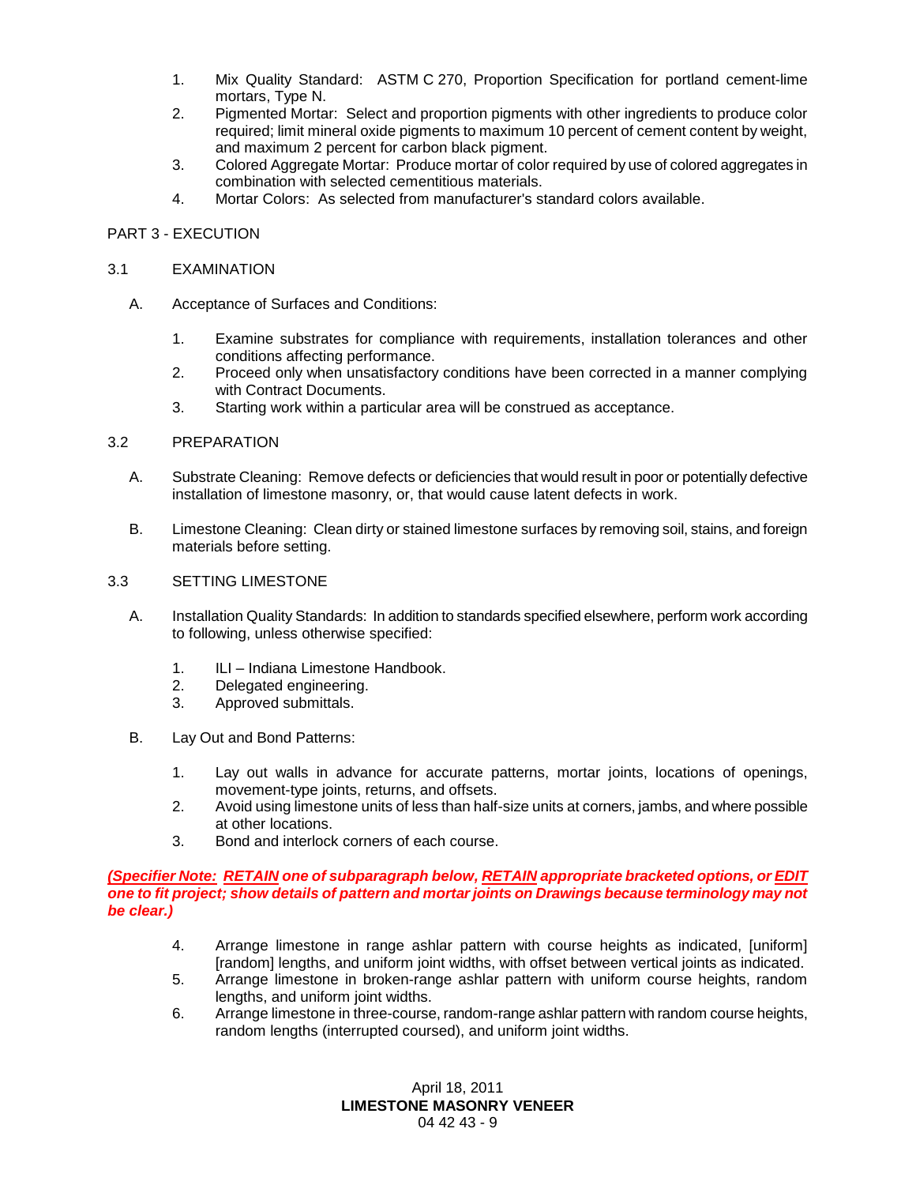1. Mix Quality Standard: ASTM C 270, Proportion Specification for portland cement-lime mortars, Type N.
2. Pigmented Mortar: Select and proportion pigments with other ingredients to produce color required; limit mineral oxide pigments to maximum 10 percent of cement content by weight, and maximum 2 percent for carbon black pigment.
3. Colored Aggregate Mortar: Produce mortar of color required by use of colored aggregates in combination with selected cementitious materials.
4. Mortar Colors: As selected from manufacturer's standard colors available.

## PART 3 - EXECUTION

### 3.1 EXAMINATION

A. Acceptance of Surfaces and Conditions:

1. Examine substrates for compliance with requirements, installation tolerances and other conditions affecting performance.
2. Proceed only when unsatisfactory conditions have been corrected in a manner complying with Contract Documents.
3. Starting work within a particular area will be construed as acceptance.

### 3.2 PREPARATION

A. Substrate Cleaning: Remove defects or deficiencies that would result in poor or potentially defective installation of limestone masonry, or, that would cause latent defects in work.

B. Limestone Cleaning: Clean dirty or stained limestone surfaces by removing soil, stains, and foreign materials before setting.

### 3.3 SETTING LIMESTONE

A. Installation Quality Standards: In addition to standards specified elsewhere, perform work according to following, unless otherwise specified:

1. ILI – Indiana Limestone Handbook.
2. Delegated engineering.
3. Approved submittals.

B. Lay Out and Bond Patterns:

1. Lay out walls in advance for accurate patterns, mortar joints, locations of openings, movement-type joints, returns, and offsets.
2. Avoid using limestone units of less than half-size units at corners, jambs, and where possible at other locations.
3. Bond and interlock corners of each course.

***(Specifier Note: RETAIN one of subparagraph below, RETAIN appropriate bracketed options, or EDIT one to fit project; show details of pattern and mortar joints on Drawings because terminology may not be clear.)***

4. Arrange limestone in range ashlar pattern with course heights as indicated, [uniform] [random] lengths, and uniform joint widths, with offset between vertical joints as indicated.
5. Arrange limestone in broken-range ashlar pattern with uniform course heights, random lengths, and uniform joint widths.
6. Arrange limestone in three-course, random-range ashlar pattern with random course heights, random lengths (interrupted coursed), and uniform joint widths.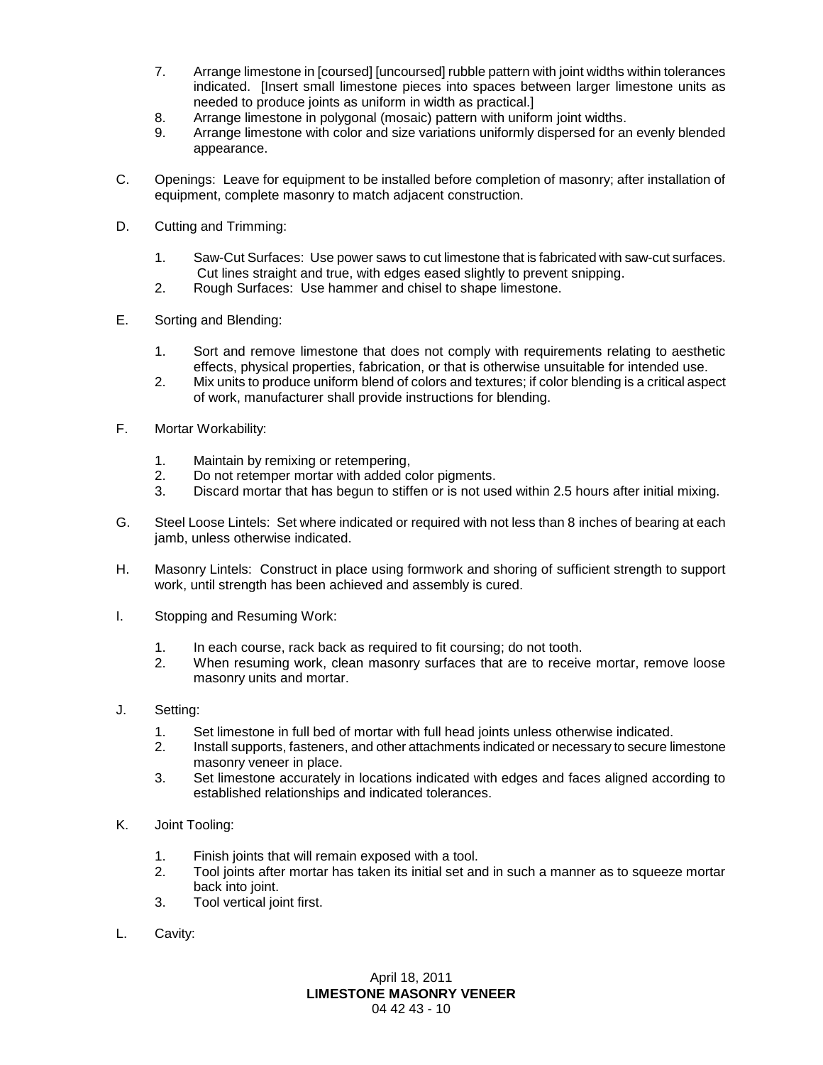7. Arrange limestone in [coursed] [uncoursed] rubble pattern with joint widths within tolerances indicated. [Insert small limestone pieces into spaces between larger limestone units as needed to produce joints as uniform in width as practical.]
8. Arrange limestone in polygonal (mosaic) pattern with uniform joint widths.
9. Arrange limestone with color and size variations uniformly dispersed for an evenly blended appearance.

C. Openings: Leave for equipment to be installed before completion of masonry; after installation of equipment, complete masonry to match adjacent construction.

D. Cutting and Trimming:

1. Saw-Cut Surfaces: Use power saws to cut limestone that is fabricated with saw-cut surfaces. Cut lines straight and true, with edges eased slightly to prevent snipping.
2. Rough Surfaces: Use hammer and chisel to shape limestone.

E. Sorting and Blending:

1. Sort and remove limestone that does not comply with requirements relating to aesthetic effects, physical properties, fabrication, or that is otherwise unsuitable for intended use.
2. Mix units to produce uniform blend of colors and textures; if color blending is a critical aspect of work, manufacturer shall provide instructions for blending.

F. Mortar Workability:

1. Maintain by remixing or retempering,
2. Do not retemper mortar with added color pigments.
3. Discard mortar that has begun to stiffen or is not used within 2.5 hours after initial mixing.

G. Steel Loose Lintels: Set where indicated or required with not less than 8 inches of bearing at each jamb, unless otherwise indicated.

H. Masonry Lintels: Construct in place using formwork and shoring of sufficient strength to support work, until strength has been achieved and assembly is cured.

I. Stopping and Resuming Work:

1. In each course, rack back as required to fit coursing; do not tooth.
2. When resuming work, clean masonry surfaces that are to receive mortar, remove loose masonry units and mortar.

J. Setting:

1. Set limestone in full bed of mortar with full head joints unless otherwise indicated.
2. Install supports, fasteners, and other attachments indicated or necessary to secure limestone masonry veneer in place.
3. Set limestone accurately in locations indicated with edges and faces aligned according to established relationships and indicated tolerances.

K. Joint Tooling:

1. Finish joints that will remain exposed with a tool.
2. Tool joints after mortar has taken its initial set and in such a manner as to squeeze mortar back into joint.
3. Tool vertical joint first.

L. Cavity: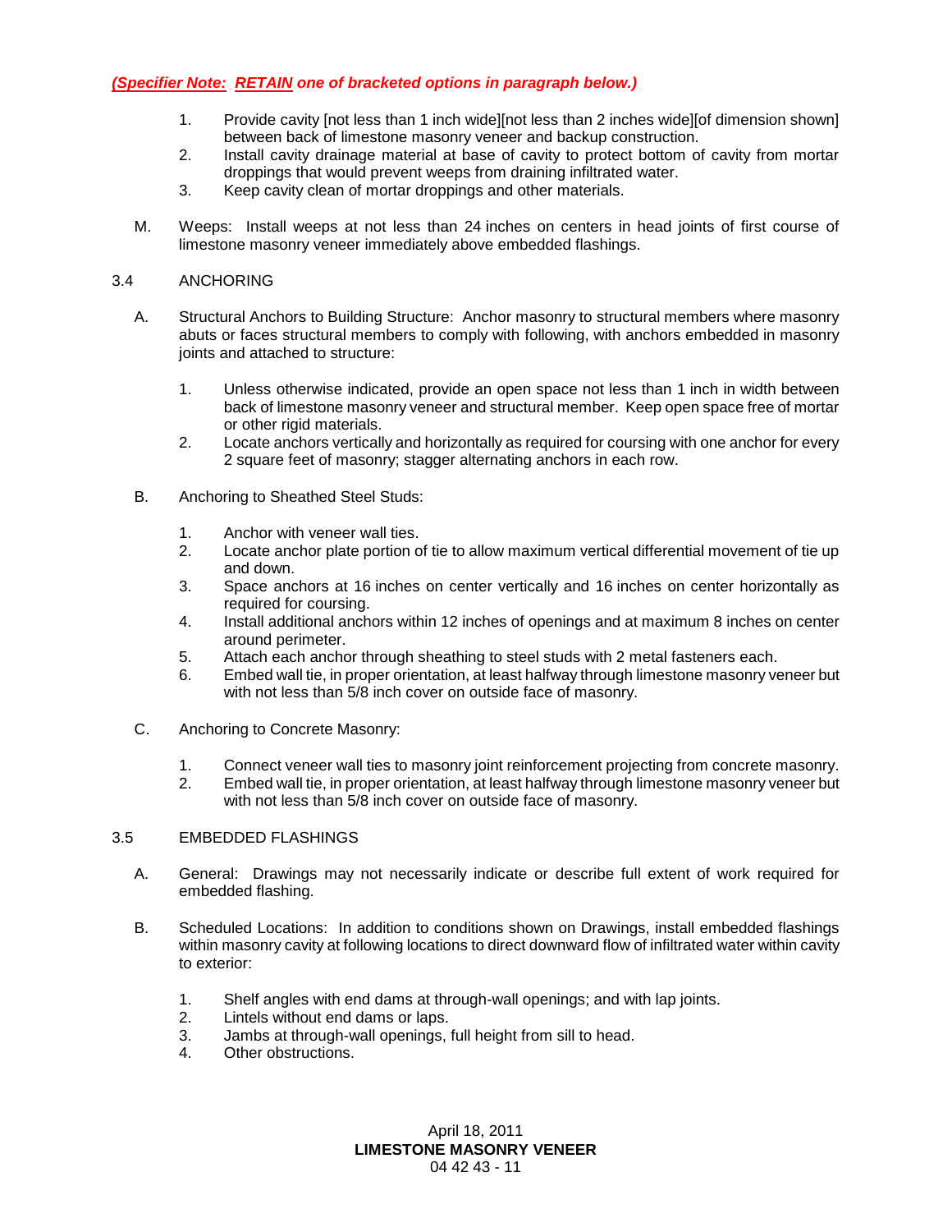***(Specifier Note: RETAIN one of bracketed options in paragraph below.)***

1. Provide cavity [not less than 1 inch wide][not less than 2 inches wide][of dimension shown] between back of limestone masonry veneer and backup construction.
2. Install cavity drainage material at base of cavity to protect bottom of cavity from mortar droppings that would prevent weeps from draining infiltrated water.
3. Keep cavity clean of mortar droppings and other materials.

M. Weeps: Install weeps at not less than 24 inches on centers in head joints of first course of limestone masonry veneer immediately above embedded flashings.

## 3.4 ANCHORING

A. Structural Anchors to Building Structure: Anchor masonry to structural members where masonry abuts or faces structural members to comply with following, with anchors embedded in masonry joints and attached to structure:

1. Unless otherwise indicated, provide an open space not less than 1 inch in width between back of limestone masonry veneer and structural member. Keep open space free of mortar or other rigid materials.
2. Locate anchors vertically and horizontally as required for coursing with one anchor for every 2 square feet of masonry; stagger alternating anchors in each row.

B. Anchoring to Sheathed Steel Studs:

1. Anchor with veneer wall ties.
2. Locate anchor plate portion of tie to allow maximum vertical differential movement of tie up and down.
3. Space anchors at 16 inches on center vertically and 16 inches on center horizontally as required for coursing.
4. Install additional anchors within 12 inches of openings and at maximum 8 inches on center around perimeter.
5. Attach each anchor through sheathing to steel studs with 2 metal fasteners each.
6. Embed wall tie, in proper orientation, at least halfway through limestone masonry veneer but with not less than 5/8 inch cover on outside face of masonry.

C. Anchoring to Concrete Masonry:

1. Connect veneer wall ties to masonry joint reinforcement projecting from concrete masonry.
2. Embed wall tie, in proper orientation, at least halfway through limestone masonry veneer but with not less than 5/8 inch cover on outside face of masonry.

## 3.5 EMBEDDED FLASHINGS

A. General: Drawings may not necessarily indicate or describe full extent of work required for embedded flashing.

B. Scheduled Locations: In addition to conditions shown on Drawings, install embedded flashings within masonry cavity at following locations to direct downward flow of infiltrated water within cavity to exterior:

1. Shelf angles with end dams at through-wall openings; and with lap joints.
2. Lintels without end dams or laps.
3. Jambs at through-wall openings, full height from sill to head.
4. Other obstructions.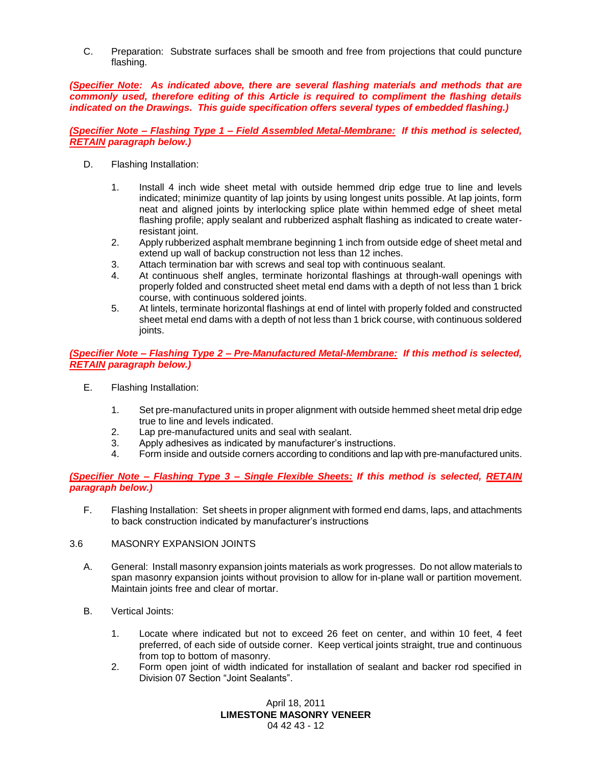C. Preparation: Substrate surfaces shall be smooth and free from projections that could puncture flashing.

***(Specifier Note: As indicated above, there are several flashing materials and methods that are commonly used, therefore editing of this Article is required to compliment the flashing details indicated on the Drawings. This guide specification offers several types of embedded flashing.)***

***(Specifier Note – Flashing Type 1 – Field Assembled Metal-Membrane: If this method is selected, RETAIN paragraph below.)***

D. Flashing Installation:

1. Install 4 inch wide sheet metal with outside hemmed drip edge true to line and levels indicated; minimize quantity of lap joints by using longest units possible. At lap joints, form neat and aligned joints by interlocking splice plate within hemmed edge of sheet metal flashing profile; apply sealant and rubberized asphalt flashing as indicated to create water-resistant joint.
2. Apply rubberized asphalt membrane beginning 1 inch from outside edge of sheet metal and extend up wall of backup construction not less than 12 inches.
3. Attach termination bar with screws and seal top with continuous sealant.
4. At continuous shelf angles, terminate horizontal flashings at through-wall openings with properly folded and constructed sheet metal end dams with a depth of not less than 1 brick course, with continuous soldered joints.
5. At lintels, terminate horizontal flashings at end of lintel with properly folded and constructed sheet metal end dams with a depth of not less than 1 brick course, with continuous soldered joints.

***(Specifier Note – Flashing Type 2 – Pre-Manufactured Metal-Membrane: If this method is selected, RETAIN paragraph below.)***

E. Flashing Installation:

1. Set pre-manufactured units in proper alignment with outside hemmed sheet metal drip edge true to line and levels indicated.
2. Lap pre-manufactured units and seal with sealant.
3. Apply adhesives as indicated by manufacturer's instructions.
4. Form inside and outside corners according to conditions and lap with pre-manufactured units.

***(Specifier Note – Flashing Type 3 – Single Flexible Sheets: If this method is selected, RETAIN paragraph below.)***

F. Flashing Installation: Set sheets in proper alignment with formed end dams, laps, and attachments to back construction indicated by manufacturer's instructions

3.6 MASONRY EXPANSION JOINTS

A. General: Install masonry expansion joints materials as work progresses. Do not allow materials to span masonry expansion joints without provision to allow for in-plane wall or partition movement. Maintain joints free and clear of mortar.

B. Vertical Joints:

1. Locate where indicated but not to exceed 26 feet on center, and within 10 feet, 4 feet preferred, of each side of outside corner. Keep vertical joints straight, true and continuous from top to bottom of masonry.
2. Form open joint of width indicated for installation of sealant and backer rod specified in Division 07 Section "Joint Sealants".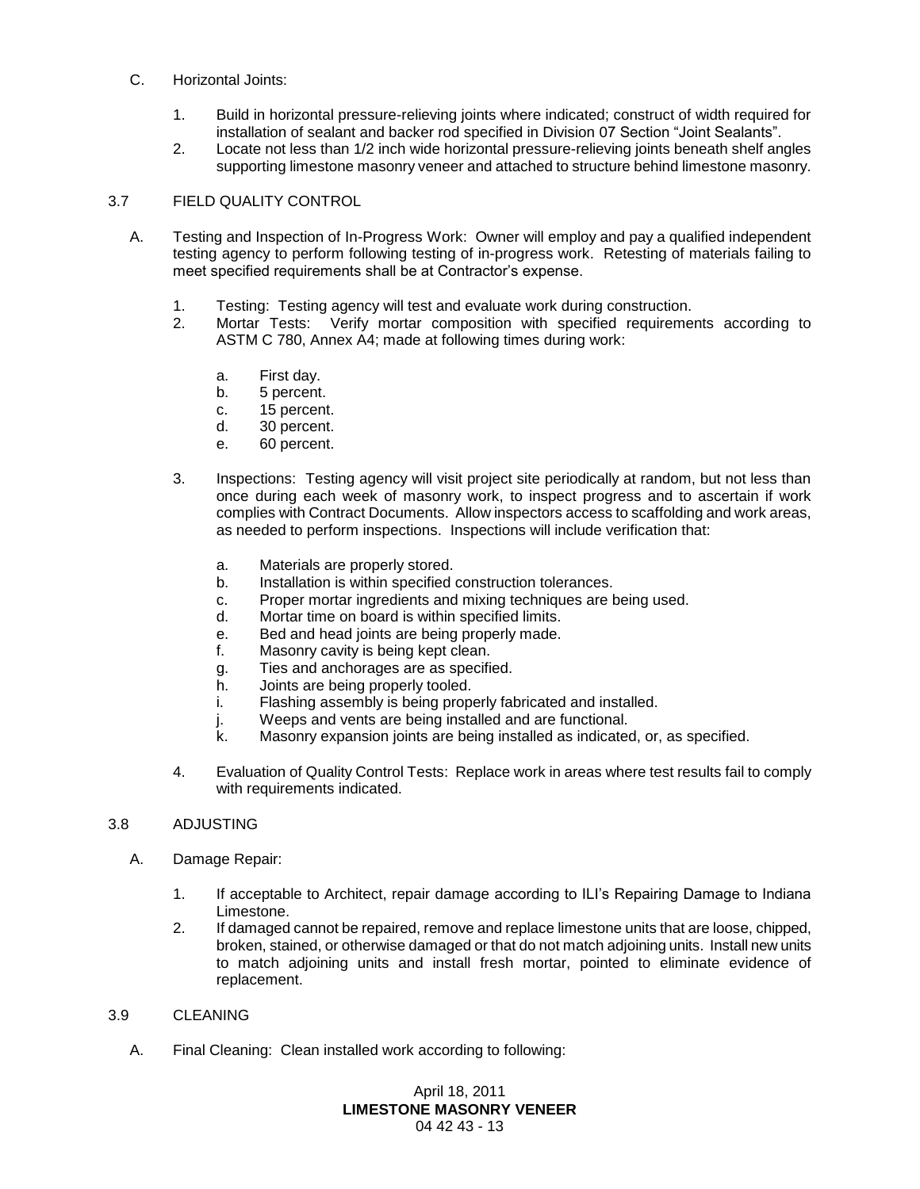C. Horizontal Joints:

1. Build in horizontal pressure-relieving joints where indicated; construct of width required for installation of sealant and backer rod specified in Division 07 Section "Joint Sealants".
2. Locate not less than 1/2 inch wide horizontal pressure-relieving joints beneath shelf angles supporting limestone masonry veneer and attached to structure behind limestone masonry.

## 3.7 FIELD QUALITY CONTROL

A. Testing and Inspection of In-Progress Work: Owner will employ and pay a qualified independent testing agency to perform following testing of in-progress work. Retesting of materials failing to meet specified requirements shall be at Contractor's expense.

1. Testing: Testing agency will test and evaluate work during construction.
2. Mortar Tests: Verify mortar composition with specified requirements according to ASTM C 780, Annex A4; made at following times during work:

    a. First day.
    b. 5 percent.
    c. 15 percent.
    d. 30 percent.
    e. 60 percent.

3. Inspections: Testing agency will visit project site periodically at random, but not less than once during each week of masonry work, to inspect progress and to ascertain if work complies with Contract Documents. Allow inspectors access to scaffolding and work areas, as needed to perform inspections. Inspections will include verification that:

    a. Materials are properly stored.
    b. Installation is within specified construction tolerances.
    c. Proper mortar ingredients and mixing techniques are being used.
    d. Mortar time on board is within specified limits.
    e. Bed and head joints are being properly made.
    f. Masonry cavity is being kept clean.
    g. Ties and anchorages are as specified.
    h. Joints are being properly tooled.
    i. Flashing assembly is being properly fabricated and installed.
    j. Weeps and vents are being installed and are functional.
    k. Masonry expansion joints are being installed as indicated, or, as specified.

4. Evaluation of Quality Control Tests: Replace work in areas where test results fail to comply with requirements indicated.

## 3.8 ADJUSTING

A. Damage Repair:

1. If acceptable to Architect, repair damage according to ILI's Repairing Damage to Indiana Limestone.
2. If damaged cannot be repaired, remove and replace limestone units that are loose, chipped, broken, stained, or otherwise damaged or that do not match adjoining units. Install new units to match adjoining units and install fresh mortar, pointed to eliminate evidence of replacement.

## 3.9 CLEANING

A. Final Cleaning: Clean installed work according to following: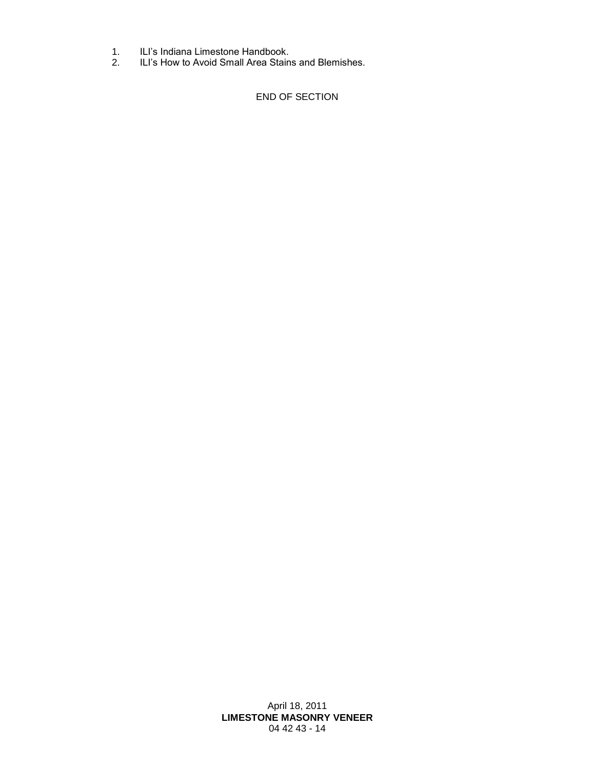1. ILI's Indiana Limestone Handbook.
2. ILI's How to Avoid Small Area Stains and Blemishes.

END OF SECTION